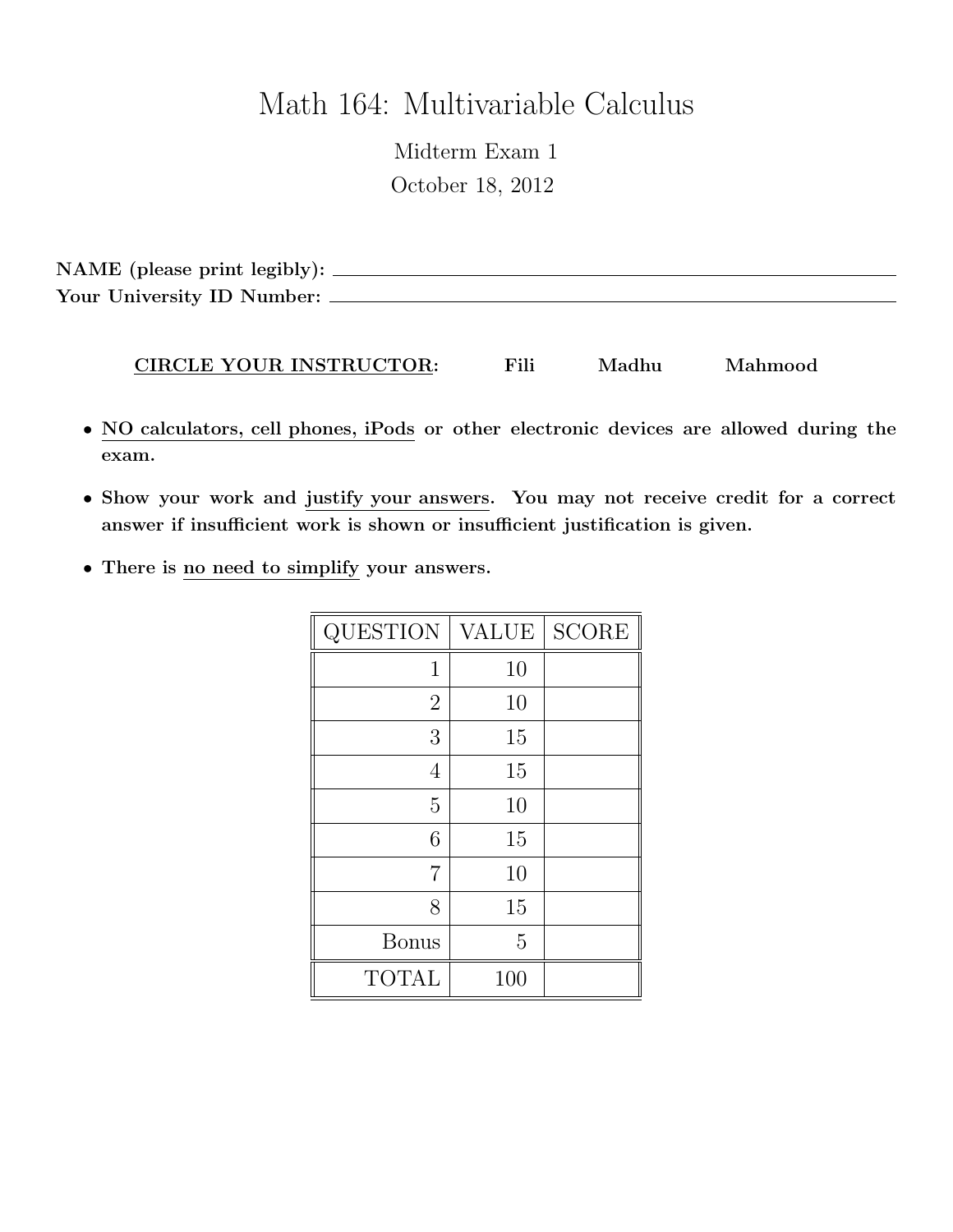# Math 164: Multivariable Calculus

Midterm Exam 1

October 18, 2012

**NAME (please print legibly):** ______________________________

**Your University ID Number:** ______________________________

**CIRCLE YOUR INSTRUCTOR:** **Fili** **Madhu** **Mahmood**

- **NO calculators, cell phones, iPods or other electronic devices are allowed during the exam.**
- **Show your work and justify your answers. You may not receive credit for a correct answer if insufficient work is shown or insufficient justification is given.**
- **There is no need to simplify your answers.**

| QUESTION | VALUE | SCORE |
|---|---|---|
| 1 | 10 | |
| 2 | 10 | |
| 3 | 15 | |
| 4 | 15 | |
| 5 | 10 | |
| 6 | 15 | |
| 7 | 10 | |
| 8 | 15 | |
| Bonus | 5 | |
| TOTAL | 100 | |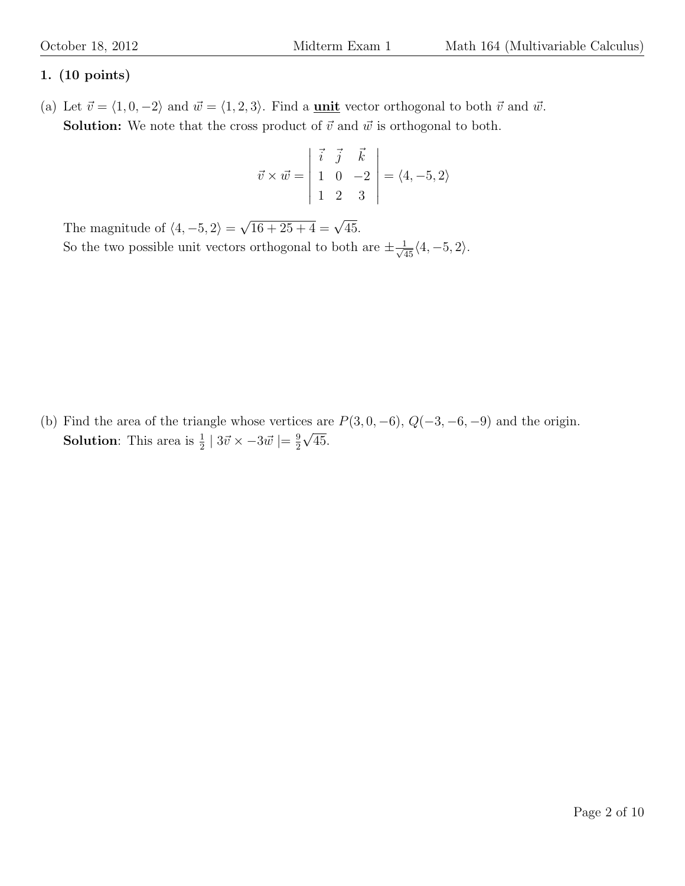**1. (10 points)**

(a) Let $\vec{v} = \langle 1, 0, -2 \rangle$ and $\vec{w} = \langle 1, 2, 3 \rangle$. Find a **unit** vector orthogonal to both $\vec{v}$ and $\vec{w}$.

**Solution:** We note that the cross product of $\vec{v}$ and $\vec{w}$ is orthogonal to both.

$$\vec{v} \times \vec{w} = \begin{vmatrix} \vec{i} & \vec{j} & \vec{k} \\ 1 & 0 & -2 \\ 1 & 2 & 3 \end{vmatrix} = \langle 4, -5, 2 \rangle$$

The magnitude of $\langle 4, -5, 2 \rangle = \sqrt{16 + 25 + 4} = \sqrt{45}$.
So the two possible unit vectors orthogonal to both are $\pm \frac{1}{\sqrt{45}} \langle 4, -5, 2 \rangle$.

(b) Find the area of the triangle whose vertices are $P(3, 0, -6)$, $Q(-3, -6, -9)$ and the origin.

**Solution**: This area is $\frac{1}{2} \mid 3\vec{v} \times -3\vec{w} \mid = \frac{9}{2}\sqrt{45}$.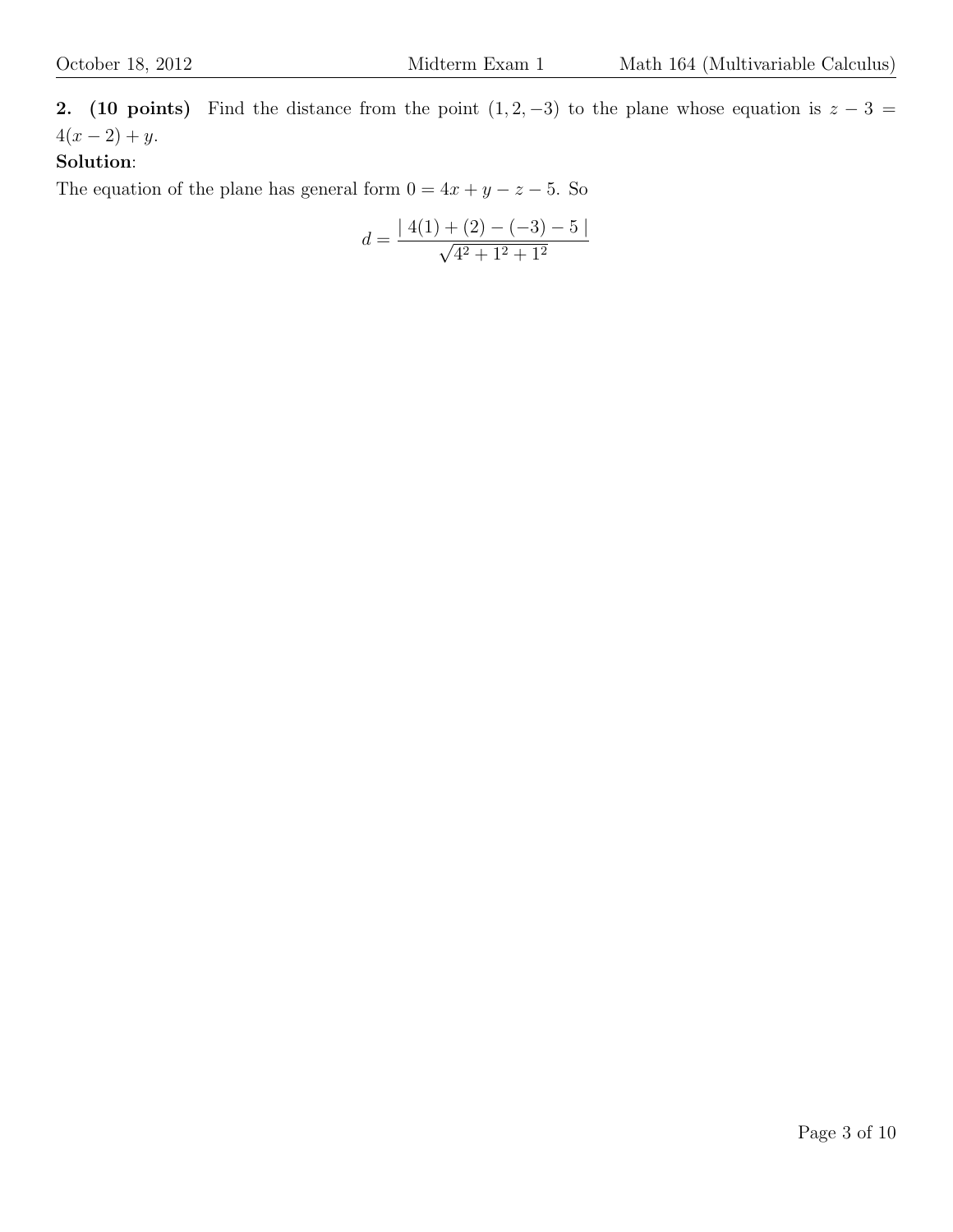**2. (10 points)** Find the distance from the point $(1, 2, -3)$ to the plane whose equation is $z - 3 = 4(x - 2) + y$.

**Solution**:

The equation of the plane has general form $0 = 4x + y - z - 5$. So

$$d = \frac{|\ 4(1) + (2) - (-3) - 5\ |}{\sqrt{4^2 + 1^2 + 1^2}}$$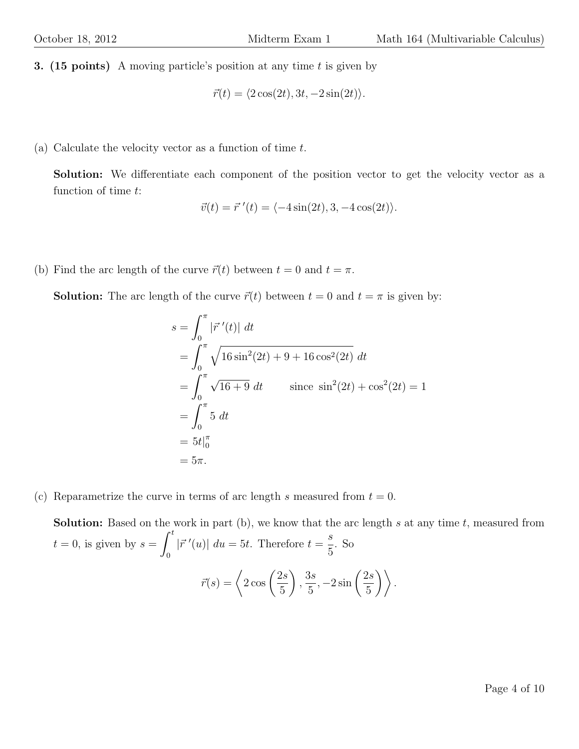**3. (15 points)** A moving particle's position at any time $t$ is given by

$$\vec{r}(t) = \langle 2\cos(2t), 3t, -2\sin(2t) \rangle.$$

(a) Calculate the velocity vector as a function of time $t$.

**Solution:** We differentiate each component of the position vector to get the velocity vector as a function of time $t$:

$$\vec{v}(t) = \vec{r}\,'(t) = \langle -4\sin(2t), 3, -4\cos(2t) \rangle.$$

(b) Find the arc length of the curve $\vec{r}(t)$ between $t = 0$ and $t = \pi$.

**Solution:** The arc length of the curve $\vec{r}(t)$ between $t = 0$ and $t = \pi$ is given by:

$$\begin{aligned}
s &= \int_0^\pi |\vec{r}\,'(t)| \; dt \\
&= \int_0^\pi \sqrt{16\sin^2(2t) + 9 + 16\cos^2(2t)} \; dt \\
&= \int_0^\pi \sqrt{16 + 9} \; dt \qquad \text{since } \sin^2(2t) + \cos^2(2t) = 1 \\
&= \int_0^\pi 5 \; dt \\
&= 5t|_0^\pi \\
&= 5\pi.
\end{aligned}$$

(c) Reparametrize the curve in terms of arc length $s$ measured from $t = 0$.

**Solution:** Based on the work in part (b), we know that the arc length $s$ at any time $t$, measured from $t = 0$, is given by $s = \displaystyle\int_0^t |\vec{r}\,'(u)| \; du = 5t$. Therefore $t = \dfrac{s}{5}$. So

$$\vec{r}(s) = \left\langle 2\cos\left(\frac{2s}{5}\right), \frac{3s}{5}, -2\sin\left(\frac{2s}{5}\right) \right\rangle.$$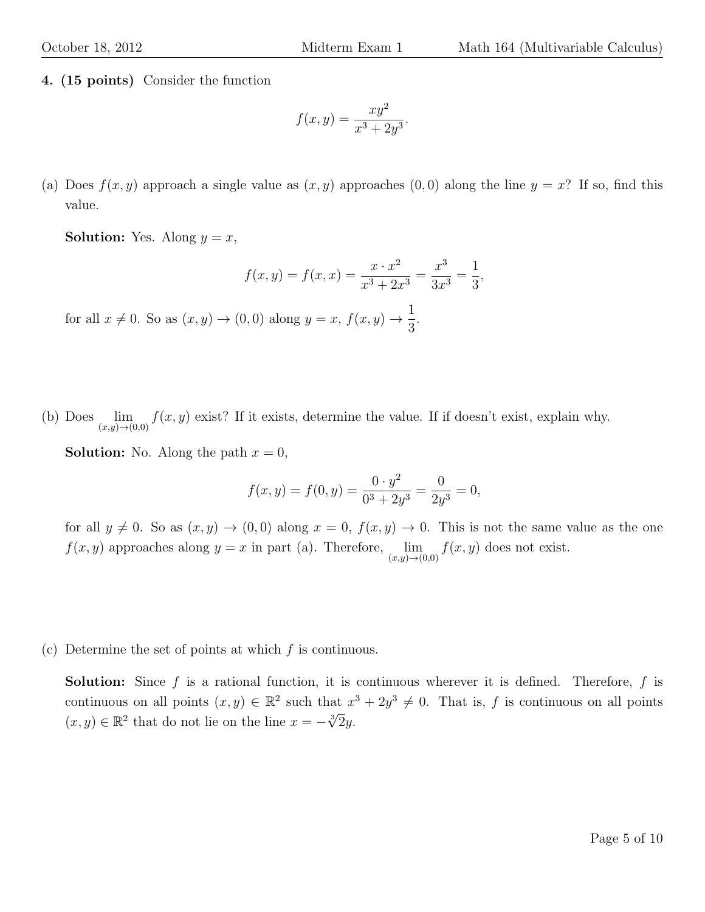**4. (15 points)** Consider the function

$$f(x, y) = \frac{xy^2}{x^3 + 2y^3}.$$

(a) Does $f(x, y)$ approach a single value as $(x, y)$ approaches $(0, 0)$ along the line $y = x$? If so, find this value.

**Solution:** Yes. Along $y = x$,

$$f(x, y) = f(x, x) = \frac{x \cdot x^2}{x^3 + 2x^3} = \frac{x^3}{3x^3} = \frac{1}{3},$$

for all $x \neq 0$. So as $(x, y) \to (0, 0)$ along $y = x$, $f(x, y) \to \frac{1}{3}$.

(b) Does $\lim_{(x,y)\to(0,0)} f(x, y)$ exist? If it exists, determine the value. If if doesn't exist, explain why.

**Solution:** No. Along the path $x = 0$,

$$f(x, y) = f(0, y) = \frac{0 \cdot y^2}{0^3 + 2y^3} = \frac{0}{2y^3} = 0,$$

for all $y \neq 0$. So as $(x, y) \to (0, 0)$ along $x = 0$, $f(x, y) \to 0$. This is not the same value as the one $f(x, y)$ approaches along $y = x$ in part (a). Therefore, $\lim_{(x,y)\to(0,0)} f(x, y)$ does not exist.

(c) Determine the set of points at which $f$ is continuous.

**Solution:** Since $f$ is a rational function, it is continuous wherever it is defined. Therefore, $f$ is continuous on all points $(x, y) \in \mathbb{R}^2$ such that $x^3 + 2y^3 \neq 0$. That is, $f$ is continuous on all points $(x, y) \in \mathbb{R}^2$ that do not lie on the line $x = -\sqrt[3]{2}y$.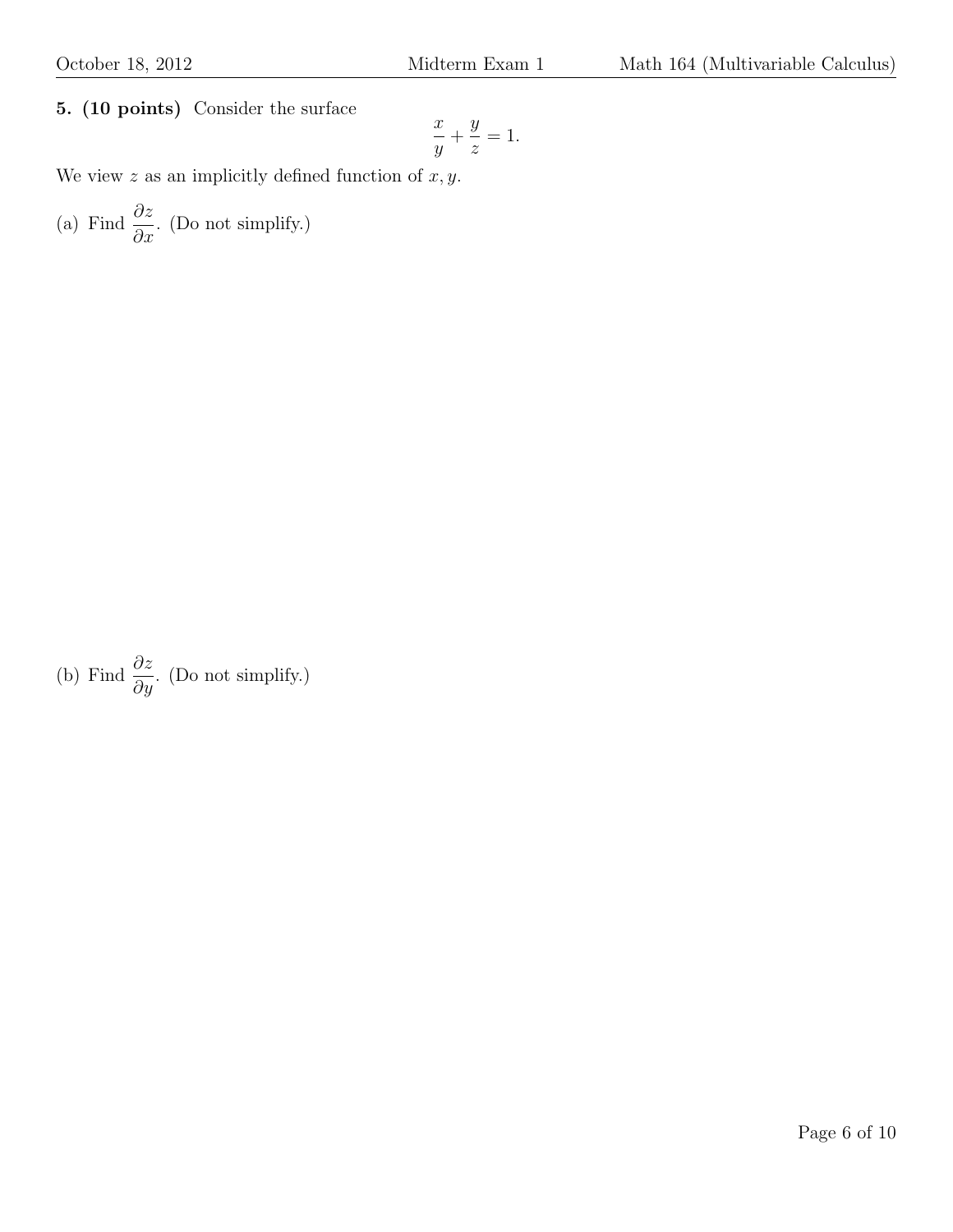**5. (10 points)** Consider the surface

$$\frac{x}{y} + \frac{y}{z} = 1.$$

We view $z$ as an implicitly defined function of $x, y$.

(a) Find $\dfrac{\partial z}{\partial x}$. (Do not simplify.)

(b) Find $\dfrac{\partial z}{\partial y}$. (Do not simplify.)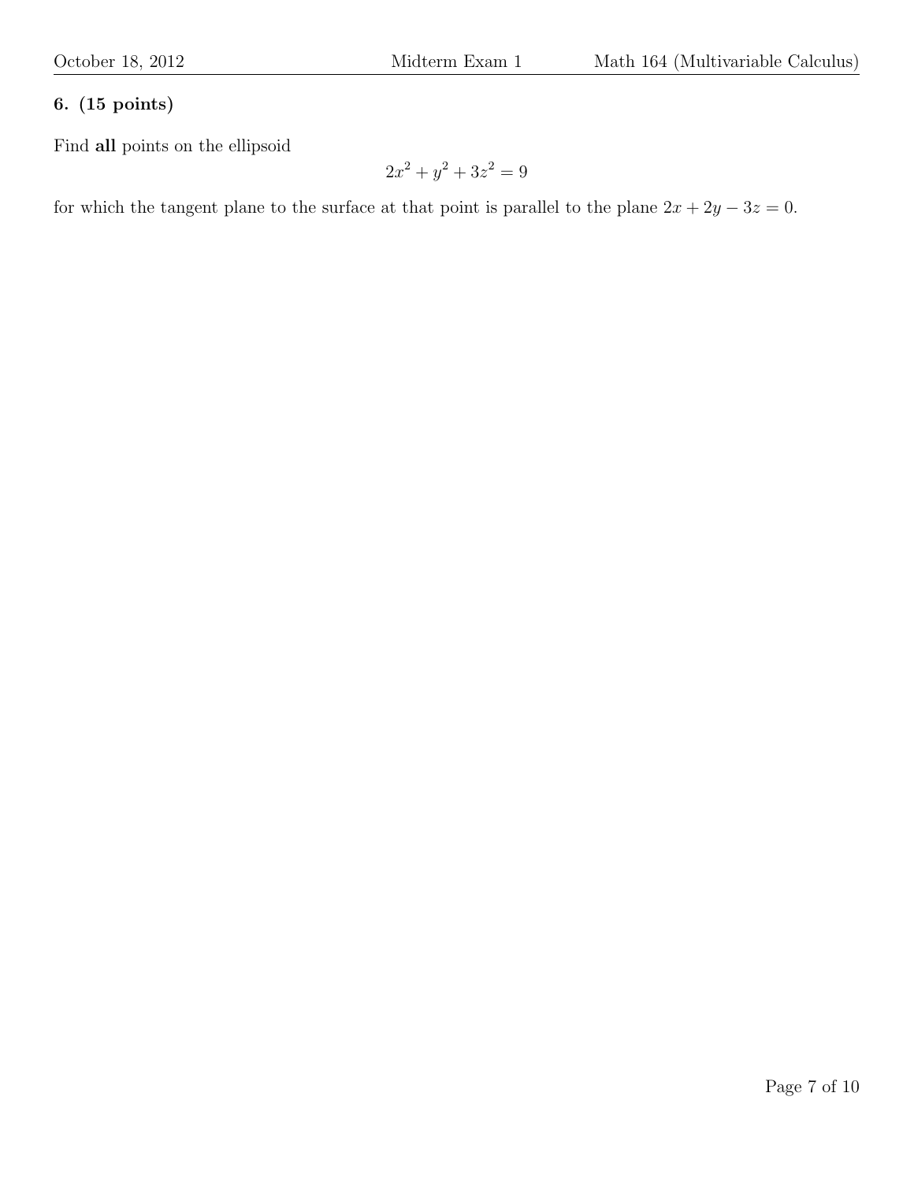**6. (15 points)**

Find **all** points on the ellipsoid

$$2x^2 + y^2 + 3z^2 = 9$$

for which the tangent plane to the surface at that point is parallel to the plane $2x + 2y - 3z = 0$.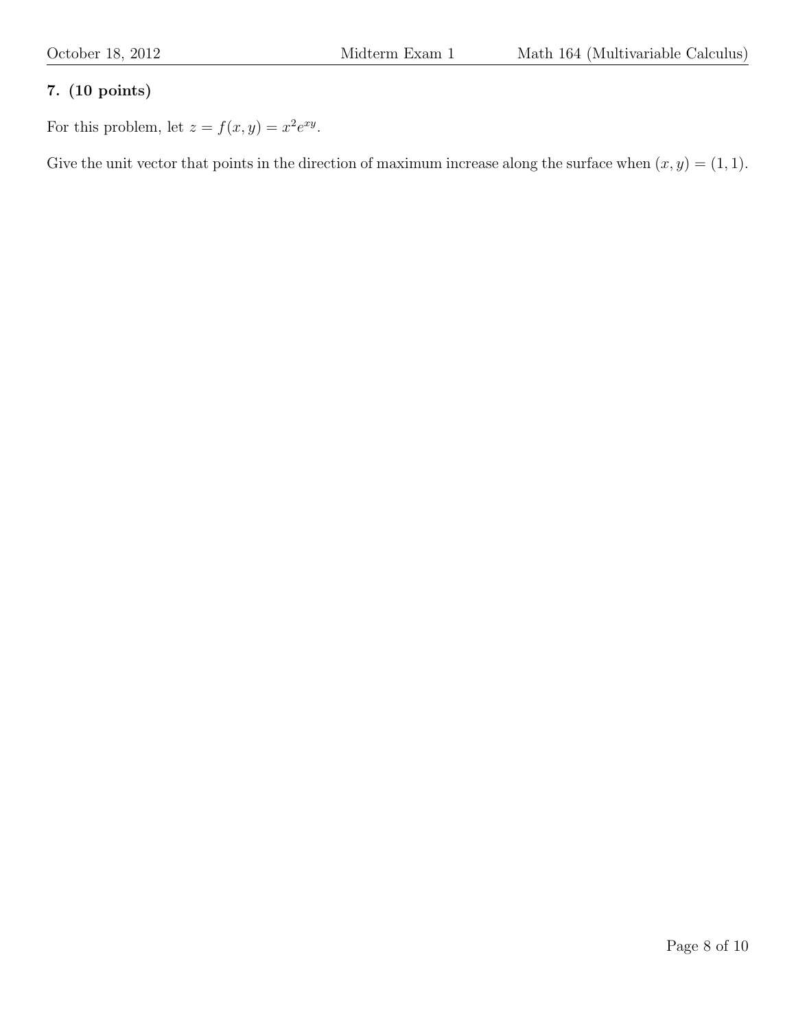**7. (10 points)**

For this problem, let $z = f(x, y) = x^2 e^{xy}$.

Give the unit vector that points in the direction of maximum increase along the surface when $(x, y) = (1, 1)$.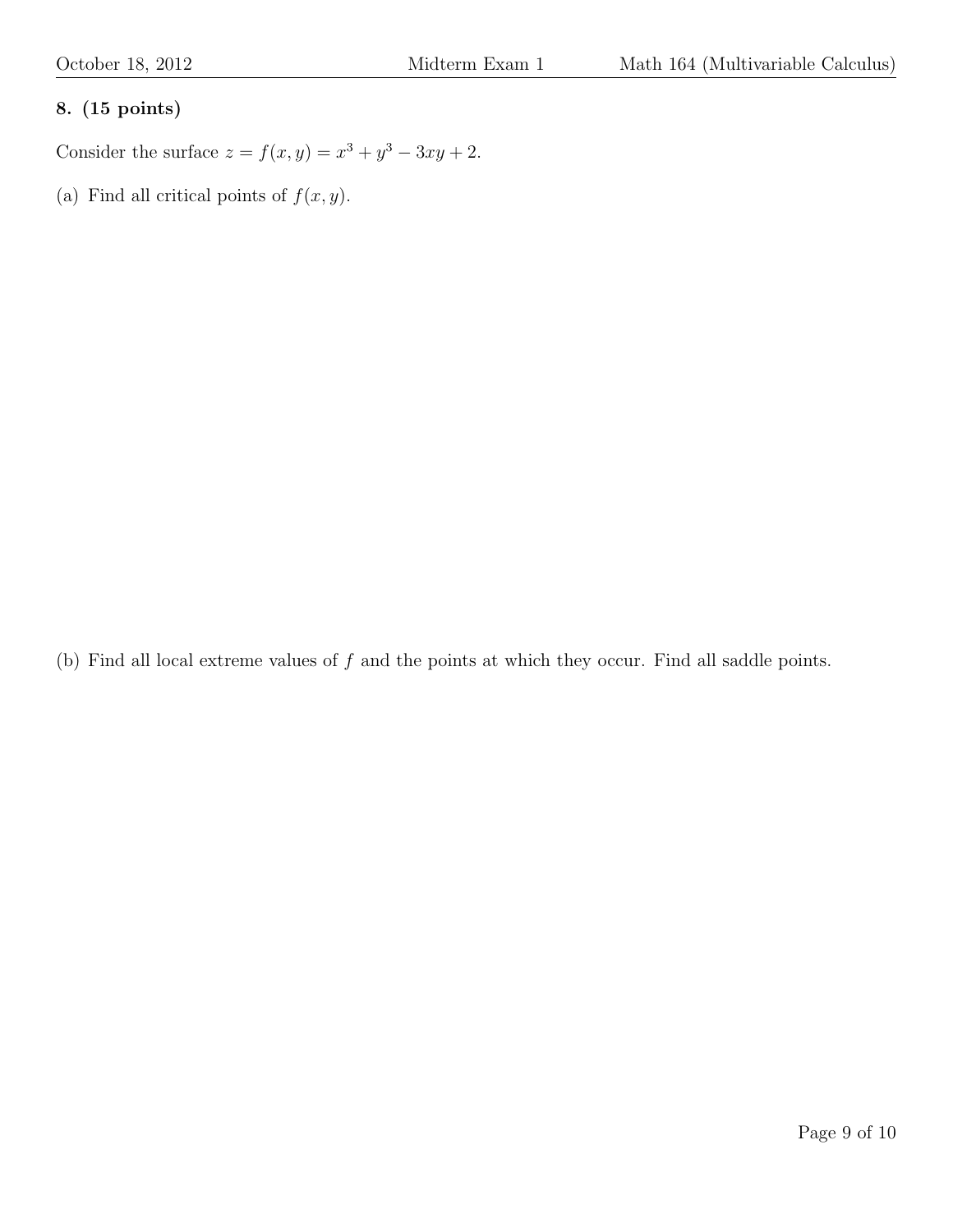**8. (15 points)**

Consider the surface $z = f(x, y) = x^3 + y^3 - 3xy + 2$.

(a) Find all critical points of $f(x, y)$.

(b) Find all local extreme values of $f$ and the points at which they occur. Find all saddle points.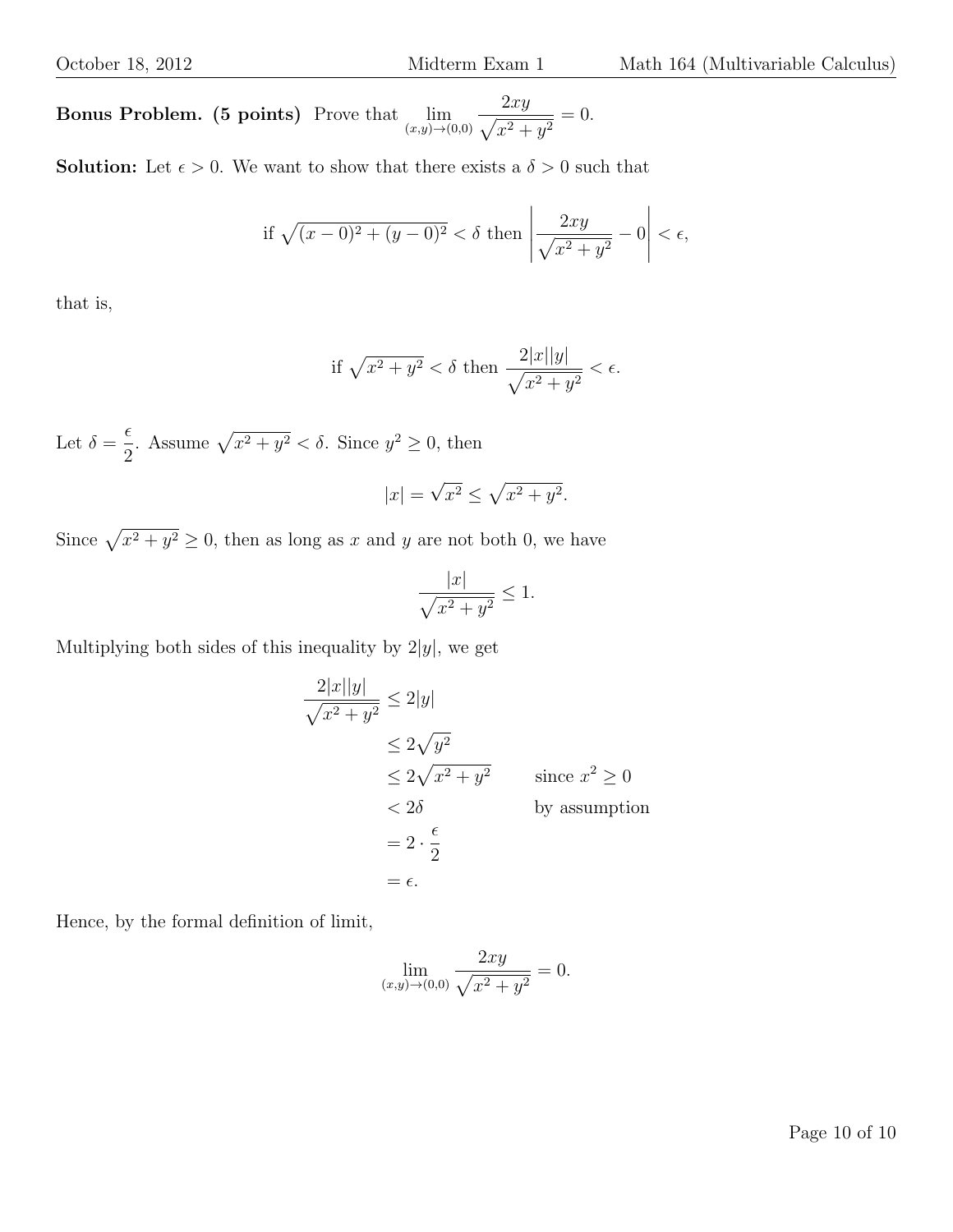**Bonus Problem. (5 points)** Prove that $\displaystyle\lim_{(x,y)\to(0,0)} \frac{2xy}{\sqrt{x^2+y^2}} = 0$.

**Solution:** Let $\epsilon > 0$. We want to show that there exists a $\delta > 0$ such that

$$\text{if } \sqrt{(x-0)^2+(y-0)^2} < \delta \text{ then } \left| \frac{2xy}{\sqrt{x^2+y^2}} - 0 \right| < \epsilon,$$

that is,

$$\text{if } \sqrt{x^2+y^2} < \delta \text{ then } \frac{2|x||y|}{\sqrt{x^2+y^2}} < \epsilon.$$

Let $\delta = \dfrac{\epsilon}{2}$. Assume $\sqrt{x^2+y^2} < \delta$. Since $y^2 \geq 0$, then

$$|x| = \sqrt{x^2} \leq \sqrt{x^2+y^2}.$$

Since $\sqrt{x^2+y^2} \geq 0$, then as long as $x$ and $y$ are not both 0, we have

$$\frac{|x|}{\sqrt{x^2+y^2}} \leq 1.$$

Multiplying both sides of this inequality by $2|y|$, we get

$$\begin{aligned}
\frac{2|x||y|}{\sqrt{x^2+y^2}} &\leq 2|y| \\
&\leq 2\sqrt{y^2} \\
&\leq 2\sqrt{x^2+y^2} && \text{since } x^2 \geq 0 \\
&< 2\delta && \text{by assumption} \\
&= 2 \cdot \frac{\epsilon}{2} \\
&= \epsilon.
\end{aligned}$$

Hence, by the formal definition of limit,

$$\lim_{(x,y)\to(0,0)} \frac{2xy}{\sqrt{x^2+y^2}} = 0.$$